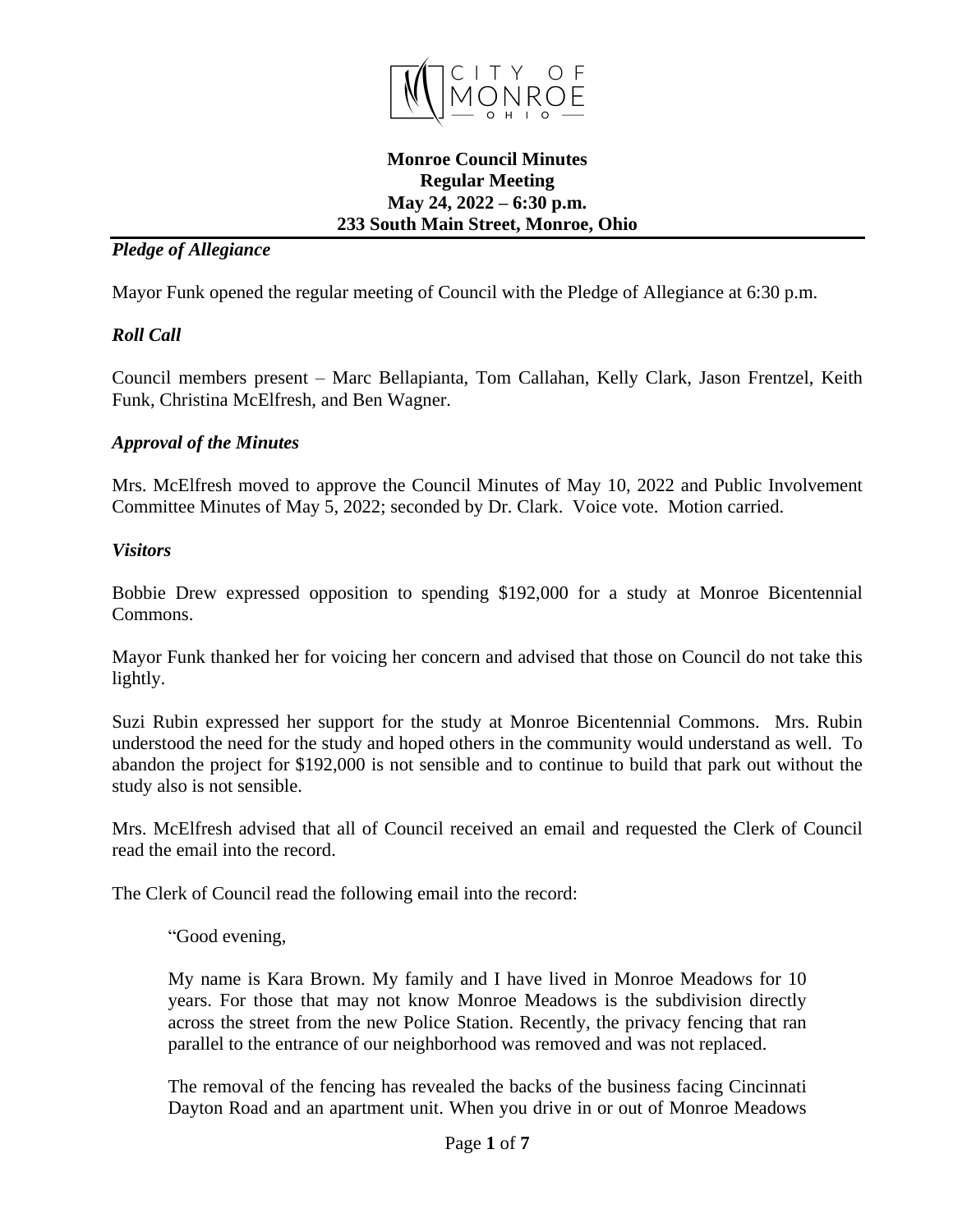**Monroe Council Minutes**
**Regular Meeting**
**May 24, 2022 – 6:30 p.m.**
**233 South Main Street, Monroe, Ohio**

## *Pledge of Allegiance*

Mayor Funk opened the regular meeting of Council with the Pledge of Allegiance at 6:30 p.m.

## *Roll Call*

Council members present – Marc Bellapianta, Tom Callahan, Kelly Clark, Jason Frentzel, Keith Funk, Christina McElfresh, and Ben Wagner.

## *Approval of the Minutes*

Mrs. McElfresh moved to approve the Council Minutes of May 10, 2022 and Public Involvement Committee Minutes of May 5, 2022; seconded by Dr. Clark. Voice vote. Motion carried.

## *Visitors*

Bobbie Drew expressed opposition to spending $192,000 for a study at Monroe Bicentennial Commons.

Mayor Funk thanked her for voicing her concern and advised that those on Council do not take this lightly.

Suzi Rubin expressed her support for the study at Monroe Bicentennial Commons. Mrs. Rubin understood the need for the study and hoped others in the community would understand as well. To abandon the project for $192,000 is not sensible and to continue to build that park out without the study also is not sensible.

Mrs. McElfresh advised that all of Council received an email and requested the Clerk of Council read the email into the record.

The Clerk of Council read the following email into the record:

> "Good evening,
>
> My name is Kara Brown. My family and I have lived in Monroe Meadows for 10 years. For those that may not know Monroe Meadows is the subdivision directly across the street from the new Police Station. Recently, the privacy fencing that ran parallel to the entrance of our neighborhood was removed and was not replaced.
>
> The removal of the fencing has revealed the backs of the business facing Cincinnati Dayton Road and an apartment unit. When you drive in or out of Monroe Meadows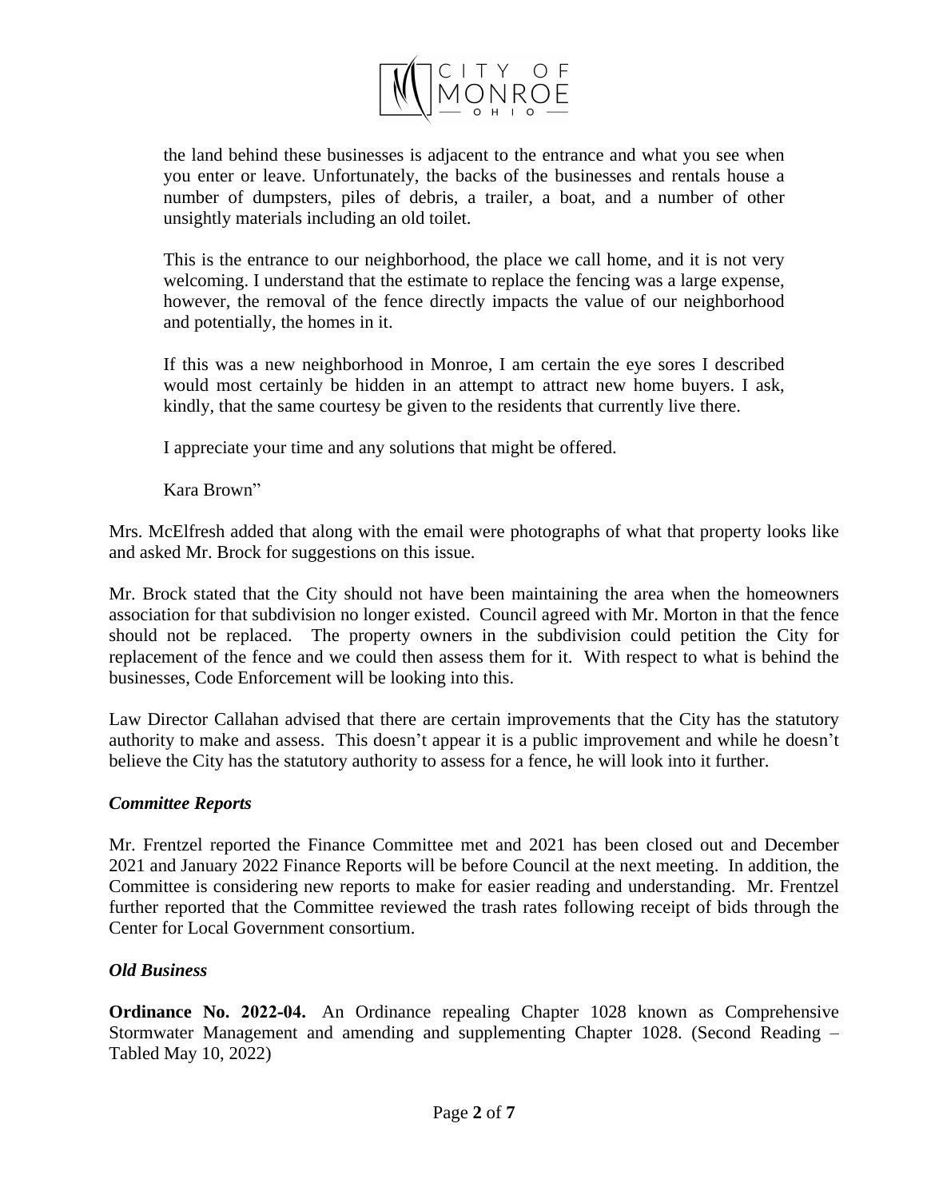the land behind these businesses is adjacent to the entrance and what you see when you enter or leave. Unfortunately, the backs of the businesses and rentals house a number of dumpsters, piles of debris, a trailer, a boat, and a number of other unsightly materials including an old toilet.

This is the entrance to our neighborhood, the place we call home, and it is not very welcoming. I understand that the estimate to replace the fencing was a large expense, however, the removal of the fence directly impacts the value of our neighborhood and potentially, the homes in it.

If this was a new neighborhood in Monroe, I am certain the eye sores I described would most certainly be hidden in an attempt to attract new home buyers. I ask, kindly, that the same courtesy be given to the residents that currently live there.

I appreciate your time and any solutions that might be offered.

Kara Brown"

Mrs. McElfresh added that along with the email were photographs of what that property looks like and asked Mr. Brock for suggestions on this issue.

Mr. Brock stated that the City should not have been maintaining the area when the homeowners association for that subdivision no longer existed. Council agreed with Mr. Morton in that the fence should not be replaced. The property owners in the subdivision could petition the City for replacement of the fence and we could then assess them for it. With respect to what is behind the businesses, Code Enforcement will be looking into this.

Law Director Callahan advised that there are certain improvements that the City has the statutory authority to make and assess. This doesn't appear it is a public improvement and while he doesn't believe the City has the statutory authority to assess for a fence, he will look into it further.

### *Committee Reports*

Mr. Frentzel reported the Finance Committee met and 2021 has been closed out and December 2021 and January 2022 Finance Reports will be before Council at the next meeting. In addition, the Committee is considering new reports to make for easier reading and understanding. Mr. Frentzel further reported that the Committee reviewed the trash rates following receipt of bids through the Center for Local Government consortium.

### *Old Business*

**Ordinance No. 2022-04.** An Ordinance repealing Chapter 1028 known as Comprehensive Stormwater Management and amending and supplementing Chapter 1028. (Second Reading – Tabled May 10, 2022)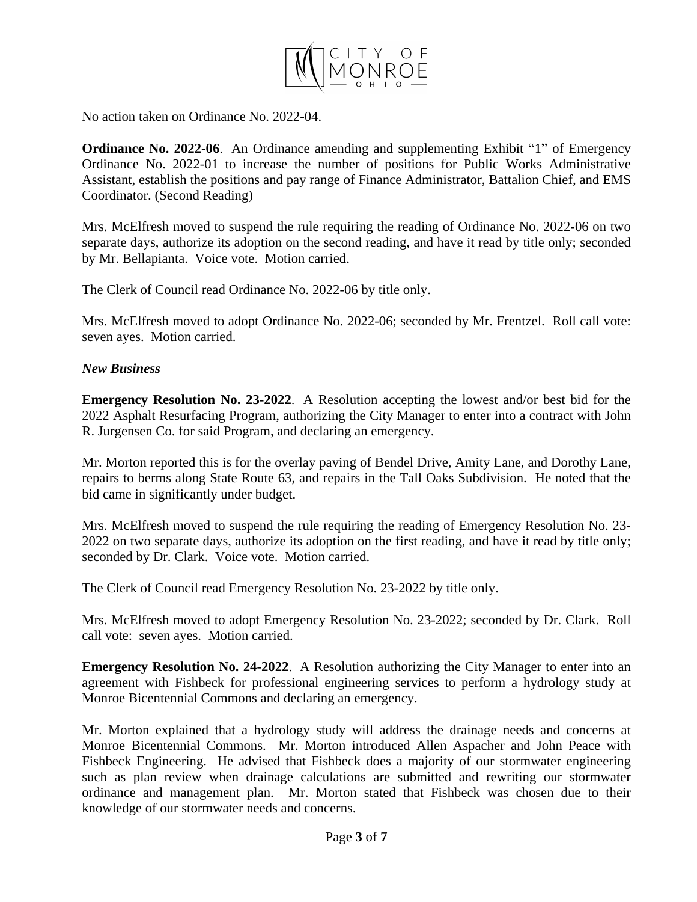No action taken on Ordinance No. 2022-04.

**Ordinance No. 2022-06**. An Ordinance amending and supplementing Exhibit "1" of Emergency Ordinance No. 2022-01 to increase the number of positions for Public Works Administrative Assistant, establish the positions and pay range of Finance Administrator, Battalion Chief, and EMS Coordinator. (Second Reading)

Mrs. McElfresh moved to suspend the rule requiring the reading of Ordinance No. 2022-06 on two separate days, authorize its adoption on the second reading, and have it read by title only; seconded by Mr. Bellapianta. Voice vote. Motion carried.

The Clerk of Council read Ordinance No. 2022-06 by title only.

Mrs. McElfresh moved to adopt Ordinance No. 2022-06; seconded by Mr. Frentzel. Roll call vote: seven ayes. Motion carried.

***New Business***

**Emergency Resolution No. 23-2022**. A Resolution accepting the lowest and/or best bid for the 2022 Asphalt Resurfacing Program, authorizing the City Manager to enter into a contract with John R. Jurgensen Co. for said Program, and declaring an emergency.

Mr. Morton reported this is for the overlay paving of Bendel Drive, Amity Lane, and Dorothy Lane, repairs to berms along State Route 63, and repairs in the Tall Oaks Subdivision. He noted that the bid came in significantly under budget.

Mrs. McElfresh moved to suspend the rule requiring the reading of Emergency Resolution No. 23-2022 on two separate days, authorize its adoption on the first reading, and have it read by title only; seconded by Dr. Clark. Voice vote. Motion carried.

The Clerk of Council read Emergency Resolution No. 23-2022 by title only.

Mrs. McElfresh moved to adopt Emergency Resolution No. 23-2022; seconded by Dr. Clark. Roll call vote: seven ayes. Motion carried.

**Emergency Resolution No. 24-2022**. A Resolution authorizing the City Manager to enter into an agreement with Fishbeck for professional engineering services to perform a hydrology study at Monroe Bicentennial Commons and declaring an emergency.

Mr. Morton explained that a hydrology study will address the drainage needs and concerns at Monroe Bicentennial Commons. Mr. Morton introduced Allen Aspacher and John Peace with Fishbeck Engineering. He advised that Fishbeck does a majority of our stormwater engineering such as plan review when drainage calculations are submitted and rewriting our stormwater ordinance and management plan. Mr. Morton stated that Fishbeck was chosen due to their knowledge of our stormwater needs and concerns.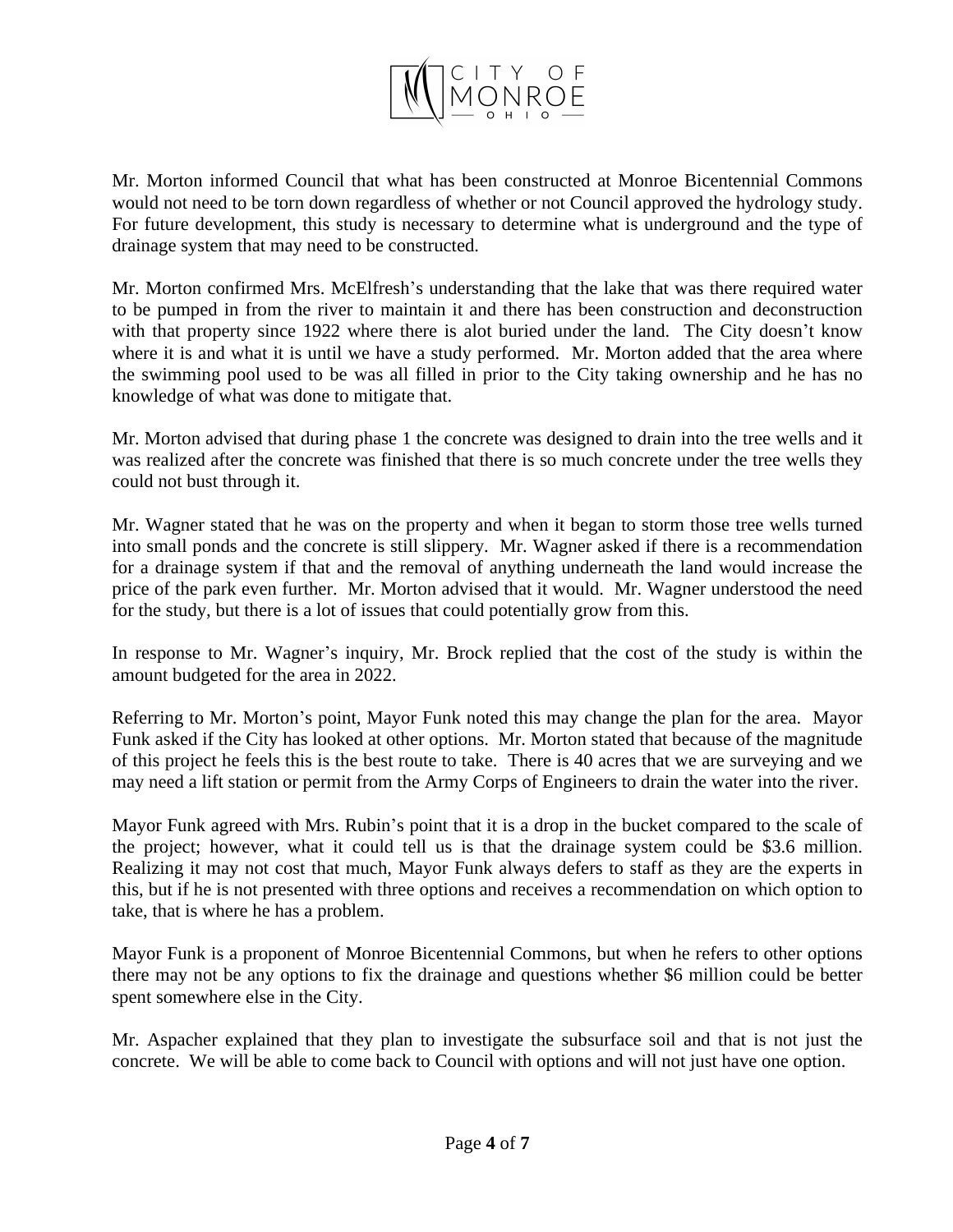Mr. Morton informed Council that what has been constructed at Monroe Bicentennial Commons would not need to be torn down regardless of whether or not Council approved the hydrology study. For future development, this study is necessary to determine what is underground and the type of drainage system that may need to be constructed.

Mr. Morton confirmed Mrs. McElfresh's understanding that the lake that was there required water to be pumped in from the river to maintain it and there has been construction and deconstruction with that property since 1922 where there is alot buried under the land. The City doesn't know where it is and what it is until we have a study performed. Mr. Morton added that the area where the swimming pool used to be was all filled in prior to the City taking ownership and he has no knowledge of what was done to mitigate that.

Mr. Morton advised that during phase 1 the concrete was designed to drain into the tree wells and it was realized after the concrete was finished that there is so much concrete under the tree wells they could not bust through it.

Mr. Wagner stated that he was on the property and when it began to storm those tree wells turned into small ponds and the concrete is still slippery. Mr. Wagner asked if there is a recommendation for a drainage system if that and the removal of anything underneath the land would increase the price of the park even further. Mr. Morton advised that it would. Mr. Wagner understood the need for the study, but there is a lot of issues that could potentially grow from this.

In response to Mr. Wagner's inquiry, Mr. Brock replied that the cost of the study is within the amount budgeted for the area in 2022.

Referring to Mr. Morton's point, Mayor Funk noted this may change the plan for the area. Mayor Funk asked if the City has looked at other options. Mr. Morton stated that because of the magnitude of this project he feels this is the best route to take. There is 40 acres that we are surveying and we may need a lift station or permit from the Army Corps of Engineers to drain the water into the river.

Mayor Funk agreed with Mrs. Rubin's point that it is a drop in the bucket compared to the scale of the project; however, what it could tell us is that the drainage system could be $3.6 million. Realizing it may not cost that much, Mayor Funk always defers to staff as they are the experts in this, but if he is not presented with three options and receives a recommendation on which option to take, that is where he has a problem.

Mayor Funk is a proponent of Monroe Bicentennial Commons, but when he refers to other options there may not be any options to fix the drainage and questions whether $6 million could be better spent somewhere else in the City.

Mr. Aspacher explained that they plan to investigate the subsurface soil and that is not just the concrete. We will be able to come back to Council with options and will not just have one option.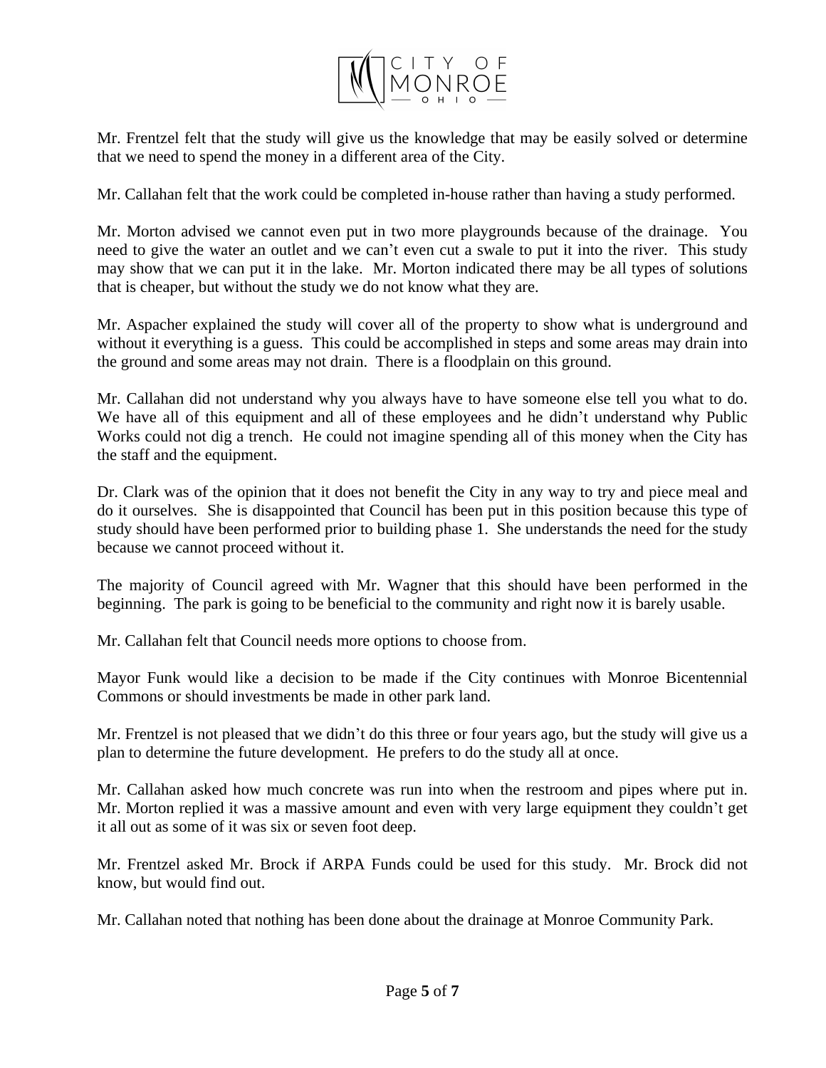Mr. Frentzel felt that the study will give us the knowledge that may be easily solved or determine that we need to spend the money in a different area of the City.

Mr. Callahan felt that the work could be completed in-house rather than having a study performed.

Mr. Morton advised we cannot even put in two more playgrounds because of the drainage. You need to give the water an outlet and we can't even cut a swale to put it into the river. This study may show that we can put it in the lake. Mr. Morton indicated there may be all types of solutions that is cheaper, but without the study we do not know what they are.

Mr. Aspacher explained the study will cover all of the property to show what is underground and without it everything is a guess. This could be accomplished in steps and some areas may drain into the ground and some areas may not drain. There is a floodplain on this ground.

Mr. Callahan did not understand why you always have to have someone else tell you what to do. We have all of this equipment and all of these employees and he didn't understand why Public Works could not dig a trench. He could not imagine spending all of this money when the City has the staff and the equipment.

Dr. Clark was of the opinion that it does not benefit the City in any way to try and piece meal and do it ourselves. She is disappointed that Council has been put in this position because this type of study should have been performed prior to building phase 1. She understands the need for the study because we cannot proceed without it.

The majority of Council agreed with Mr. Wagner that this should have been performed in the beginning. The park is going to be beneficial to the community and right now it is barely usable.

Mr. Callahan felt that Council needs more options to choose from.

Mayor Funk would like a decision to be made if the City continues with Monroe Bicentennial Commons or should investments be made in other park land.

Mr. Frentzel is not pleased that we didn't do this three or four years ago, but the study will give us a plan to determine the future development. He prefers to do the study all at once.

Mr. Callahan asked how much concrete was run into when the restroom and pipes where put in. Mr. Morton replied it was a massive amount and even with very large equipment they couldn't get it all out as some of it was six or seven foot deep.

Mr. Frentzel asked Mr. Brock if ARPA Funds could be used for this study. Mr. Brock did not know, but would find out.

Mr. Callahan noted that nothing has been done about the drainage at Monroe Community Park.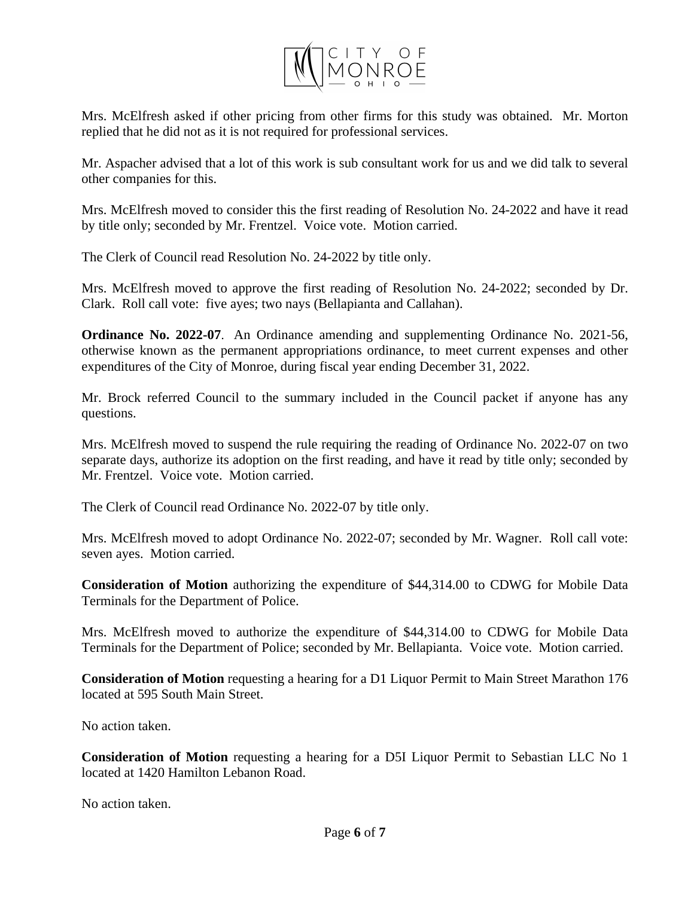Mrs. McElfresh asked if other pricing from other firms for this study was obtained. Mr. Morton replied that he did not as it is not required for professional services.

Mr. Aspacher advised that a lot of this work is sub consultant work for us and we did talk to several other companies for this.

Mrs. McElfresh moved to consider this the first reading of Resolution No. 24-2022 and have it read by title only; seconded by Mr. Frentzel. Voice vote. Motion carried.

The Clerk of Council read Resolution No. 24-2022 by title only.

Mrs. McElfresh moved to approve the first reading of Resolution No. 24-2022; seconded by Dr. Clark. Roll call vote: five ayes; two nays (Bellapianta and Callahan).

**Ordinance No. 2022-07**. An Ordinance amending and supplementing Ordinance No. 2021-56, otherwise known as the permanent appropriations ordinance, to meet current expenses and other expenditures of the City of Monroe, during fiscal year ending December 31, 2022.

Mr. Brock referred Council to the summary included in the Council packet if anyone has any questions.

Mrs. McElfresh moved to suspend the rule requiring the reading of Ordinance No. 2022-07 on two separate days, authorize its adoption on the first reading, and have it read by title only; seconded by Mr. Frentzel. Voice vote. Motion carried.

The Clerk of Council read Ordinance No. 2022-07 by title only.

Mrs. McElfresh moved to adopt Ordinance No. 2022-07; seconded by Mr. Wagner. Roll call vote: seven ayes. Motion carried.

**Consideration of Motion** authorizing the expenditure of $44,314.00 to CDWG for Mobile Data Terminals for the Department of Police.

Mrs. McElfresh moved to authorize the expenditure of $44,314.00 to CDWG for Mobile Data Terminals for the Department of Police; seconded by Mr. Bellapianta. Voice vote. Motion carried.

**Consideration of Motion** requesting a hearing for a D1 Liquor Permit to Main Street Marathon 176 located at 595 South Main Street.

No action taken.

**Consideration of Motion** requesting a hearing for a D5I Liquor Permit to Sebastian LLC No 1 located at 1420 Hamilton Lebanon Road.

No action taken.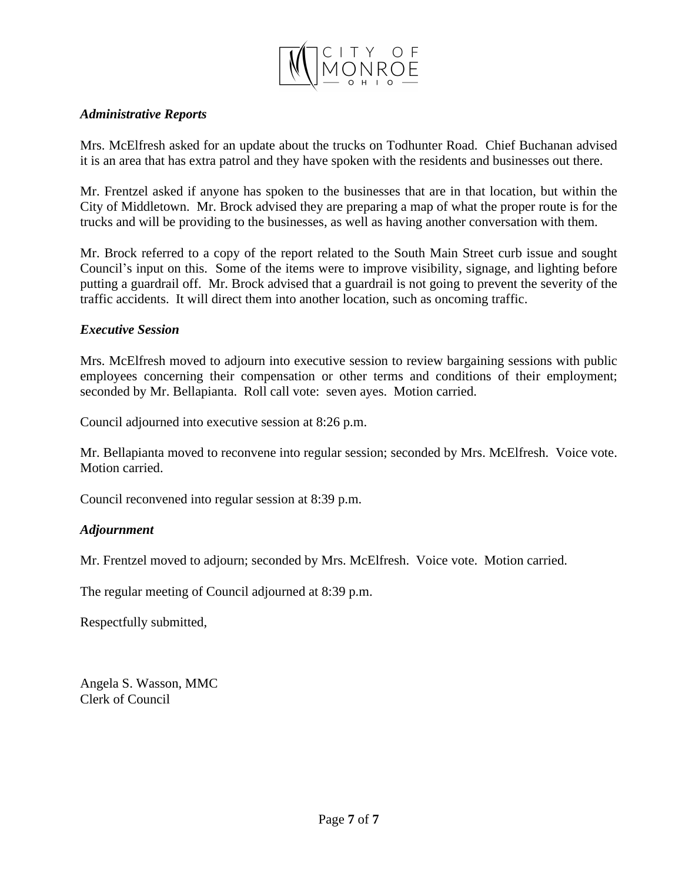### *Administrative Reports*

Mrs. McElfresh asked for an update about the trucks on Todhunter Road. Chief Buchanan advised it is an area that has extra patrol and they have spoken with the residents and businesses out there.

Mr. Frentzel asked if anyone has spoken to the businesses that are in that location, but within the City of Middletown. Mr. Brock advised they are preparing a map of what the proper route is for the trucks and will be providing to the businesses, as well as having another conversation with them.

Mr. Brock referred to a copy of the report related to the South Main Street curb issue and sought Council's input on this. Some of the items were to improve visibility, signage, and lighting before putting a guardrail off. Mr. Brock advised that a guardrail is not going to prevent the severity of the traffic accidents. It will direct them into another location, such as oncoming traffic.

### *Executive Session*

Mrs. McElfresh moved to adjourn into executive session to review bargaining sessions with public employees concerning their compensation or other terms and conditions of their employment; seconded by Mr. Bellapianta. Roll call vote: seven ayes. Motion carried.

Council adjourned into executive session at 8:26 p.m.

Mr. Bellapianta moved to reconvene into regular session; seconded by Mrs. McElfresh. Voice vote. Motion carried.

Council reconvened into regular session at 8:39 p.m.

### *Adjournment*

Mr. Frentzel moved to adjourn; seconded by Mrs. McElfresh. Voice vote. Motion carried.

The regular meeting of Council adjourned at 8:39 p.m.

Respectfully submitted,

Angela S. Wasson, MMC
Clerk of Council